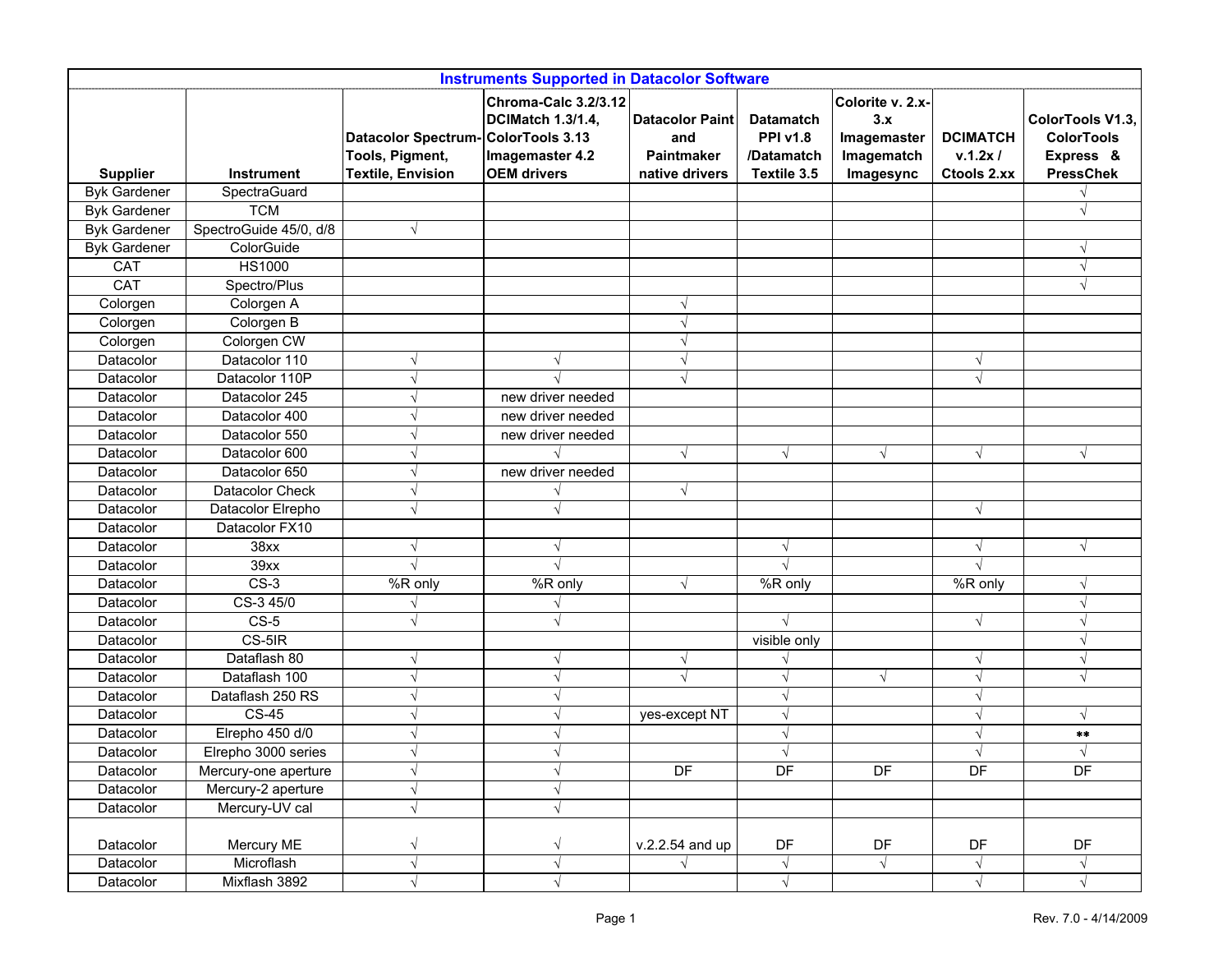| Instruments Supported in Datacolor Software | | | | | | | | |
|---|---|---|---|---|---|---|---|---|
| Supplier | Instrument | Datacolor Spectrum-Tools, Pigment, Textile, Envision | Chroma-Calc 3.2/3.12 DCIMatch 1.3/1.4, ColorTools 3.13 Imagemaster 4.2 OEM drivers | Datacolor Paint and Paintmaker native drivers | Datamatch PPI v1.8 /Datamatch Textile 3.5 | Colorite v. 2.x-3.x Imagemaster Imagematch Imagesync | DCIMATCH v.1.2x / Ctools 2.xx | ColorTools V1.3, ColorTools Express & PressChek |
| Byk Gardener | SpectraGuard | | | | | | | √ |
| Byk Gardener | TCM | | | | | | | √ |
| Byk Gardener | SpectroGuide 45/0, d/8 | √ | | | | | | |
| Byk Gardener | ColorGuide | | | | | | | √ |
| CAT | HS1000 | | | | | | | √ |
| CAT | Spectro/Plus | | | | | | | √ |
| Colorgen | Colorgen A | | | √ | | | | |
| Colorgen | Colorgen B | | | √ | | | | |
| Colorgen | Colorgen CW | | | √ | | | | |
| Datacolor | Datacolor 110 | √ | √ | √ | | | √ | |
| Datacolor | Datacolor 110P | √ | √ | √ | | | √ | |
| Datacolor | Datacolor 245 | √ | new driver needed | | | | | |
| Datacolor | Datacolor 400 | √ | new driver needed | | | | | |
| Datacolor | Datacolor 550 | √ | new driver needed | | | | | |
| Datacolor | Datacolor 600 | √ | √ | √ | √ | √ | √ | √ |
| Datacolor | Datacolor 650 | √ | new driver needed | | | | | |
| Datacolor | Datacolor Check | √ | √ | √ | | | | |
| Datacolor | Datacolor Elrepho | √ | √ | | | | √ | |
| Datacolor | Datacolor FX10 | | | | | | | |
| Datacolor | 38xx | √ | √ | | √ | | √ | √ |
| Datacolor | 39xx | √ | √ | | √ | | √ | |
| Datacolor | CS-3 | %R only | %R only | √ | %R only | | %R only | √ |
| Datacolor | CS-3 45/0 | √ | √ | | | | | √ |
| Datacolor | CS-5 | √ | √ | | √ | | √ | √ |
| Datacolor | CS-5IR | | | | visible only | | | √ |
| Datacolor | Dataflash 80 | √ | √ | √ | √ | | √ | √ |
| Datacolor | Dataflash 100 | √ | √ | √ | √ | √ | √ | √ |
| Datacolor | Dataflash 250 RS | √ | √ | | √ | | √ | |
| Datacolor | CS-45 | √ | √ | yes-except NT | √ | | √ | √ |
| Datacolor | Elrepho 450 d/0 | √ | √ | | √ | | √ | ** |
| Datacolor | Elrepho 3000 series | √ | √ | | √ | | √ | √ |
| Datacolor | Mercury-one aperture | √ | √ | DF | DF | DF | DF | DF |
| Datacolor | Mercury-2 aperture | √ | √ | | | | | |
| Datacolor | Mercury-UV cal | √ | √ | | | | | |
| Datacolor | Mercury ME | √ | √ | v.2.2.54 and up | DF | DF | DF | DF |
| Datacolor | Microflash | √ | √ | √ | √ | √ | √ | √ |
| Datacolor | Mixflash 3892 | √ | √ | | √ | | √ | √ |

Rev. 7.0 - 4/14/2009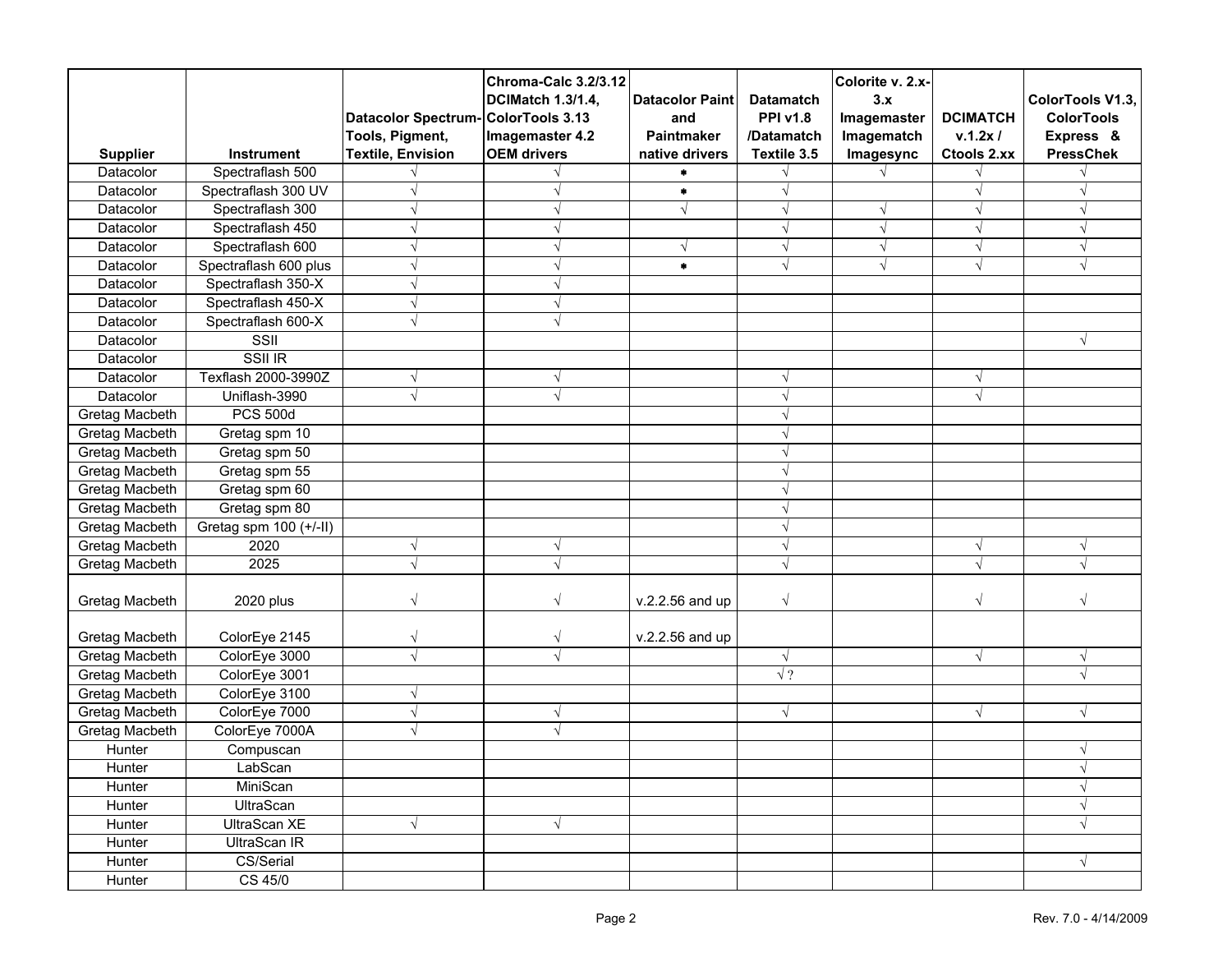| Supplier | Instrument | Datacolor Spectrum-Tools, Pigment, Textile, Envision | Chroma-Calc 3.2/3.12 DCIMatch 1.3/1.4, ColorTools 3.13 Imagemaster 4.2 OEM drivers | Datacolor Paint and Paintmaker native drivers | Datamatch PPI v1.8 /Datamatch Textile 3.5 | Colorite v. 2.x-3.x Imagemaster Imagematch Imagesync | DCIMATCH v.1.2x / Ctools 2.xx | ColorTools V1.3, ColorTools Express & PressChek |
|---|---|---|---|---|---|---|---|---|
| Datacolor | Spectraflash 500 | √ | √ | * | √ | √ | √ | √ |
| Datacolor | Spectraflash 300 UV | √ | √ | * | √ | | √ | √ |
| Datacolor | Spectraflash 300 | √ | √ | √ | √ | √ | √ | √ |
| Datacolor | Spectraflash 450 | √ | √ | | √ | √ | √ | √ |
| Datacolor | Spectraflash 600 | √ | √ | √ | √ | √ | √ | √ |
| Datacolor | Spectraflash 600 plus | √ | √ | * | √ | √ | √ | √ |
| Datacolor | Spectraflash 350-X | √ | √ | | | | | |
| Datacolor | Spectraflash 450-X | √ | √ | | | | | |
| Datacolor | Spectraflash 600-X | √ | √ | | | | | |
| Datacolor | SSII | | | | | | | √ |
| Datacolor | SSII IR | | | | | | | |
| Datacolor | Texflash 2000-3990Z | √ | √ | | √ | | √ | |
| Datacolor | Uniflash-3990 | √ | √ | | √ | | √ | |
| Gretag Macbeth | PCS 500d | | | | √ | | | |
| Gretag Macbeth | Gretag spm 10 | | | | √ | | | |
| Gretag Macbeth | Gretag spm 50 | | | | √ | | | |
| Gretag Macbeth | Gretag spm 55 | | | | √ | | | |
| Gretag Macbeth | Gretag spm 60 | | | | √ | | | |
| Gretag Macbeth | Gretag spm 80 | | | | √ | | | |
| Gretag Macbeth | Gretag spm 100 (+/-II) | | | | √ | | | |
| Gretag Macbeth | 2020 | √ | √ | | √ | | √ | √ |
| Gretag Macbeth | 2025 | √ | √ | | √ | | √ | √ |
| Gretag Macbeth | 2020 plus | √ | √ | v.2.2.56 and up | √ | | √ | √ |
| Gretag Macbeth | ColorEye 2145 | √ | √ | v.2.2.56 and up | | | | |
| Gretag Macbeth | ColorEye 3000 | √ | √ | | √ | | √ | √ |
| Gretag Macbeth | ColorEye 3001 | | | | √ ? | | | √ |
| Gretag Macbeth | ColorEye 3100 | √ | | | | | | |
| Gretag Macbeth | ColorEye 7000 | √ | √ | | √ | | √ | √ |
| Gretag Macbeth | ColorEye 7000A | √ | √ | | | | | |
| Hunter | Compuscan | | | | | | | √ |
| Hunter | LabScan | | | | | | | √ |
| Hunter | MiniScan | | | | | | | √ |
| Hunter | UltraScan | | | | | | | √ |
| Hunter | UltraScan XE | √ | √ | | | | | √ |
| Hunter | UltraScan IR | | | | | | | |
| Hunter | CS/Serial | | | | | | | √ |
| Hunter | CS 45/0 | | | | | | | |

Rev. 7.0 - 4/14/2009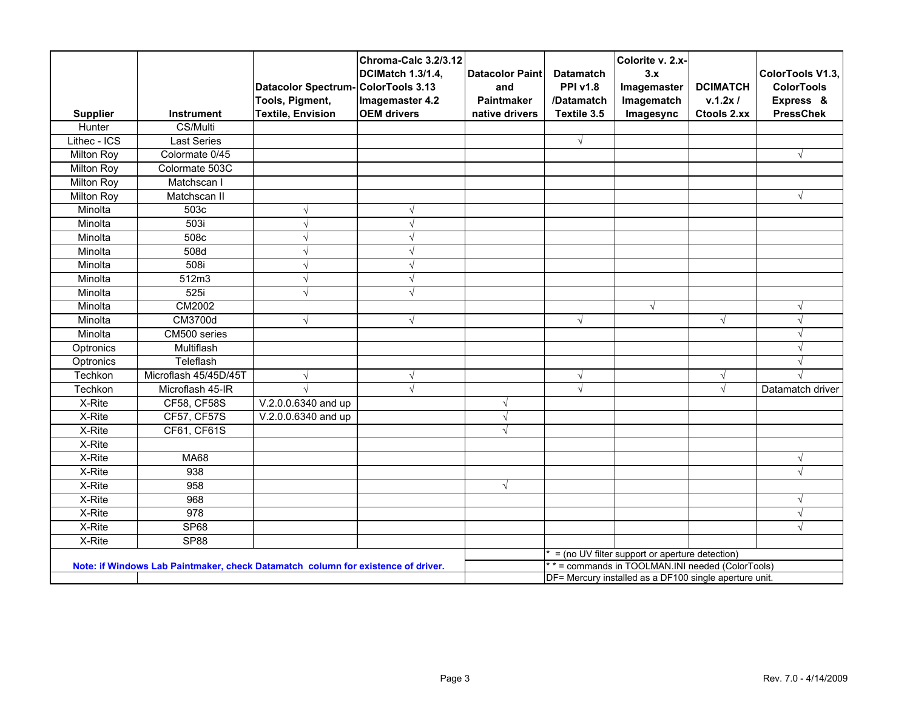| Supplier | Instrument | Datacolor Spectrum-Tools, Pigment, Textile, Envision | Chroma-Calc 3.2/3.12 DCIMatch 1.3/1.4, ColorTools 3.13 Imagemaster 4.2 OEM drivers | Datacolor Paint and Paintmaker native drivers | Datamatch PPI v1.8 /Datamatch Textile 3.5 | Colorite v. 2.x-3.x Imagemaster Imagematch Imagesync | DCIMATCH v.1.2x / Ctools 2.xx | ColorTools V1.3, ColorTools Express & PressChek |
|---|---|---|---|---|---|---|---|---|
| Hunter | CS/Multi | | | | | | | |
| Lithec - ICS | Last Series | | | | √ | | | |
| Milton Roy | Colormate 0/45 | | | | | | | √ |
| Milton Roy | Colormate 503C | | | | | | | |
| Milton Roy | Matchscan I | | | | | | | |
| Milton Roy | Matchscan II | | | | | | | √ |
| Minolta | 503c | √ | √ | | | | | |
| Minolta | 503i | √ | √ | | | | | |
| Minolta | 508c | √ | √ | | | | | |
| Minolta | 508d | √ | √ | | | | | |
| Minolta | 508i | √ | √ | | | | | |
| Minolta | 512m3 | √ | √ | | | | | |
| Minolta | 525i | √ | √ | | | | | |
| Minolta | CM2002 | | | | | √ | | √ |
| Minolta | CM3700d | √ | √ | | √ | | √ | √ |
| Minolta | CM500 series | | | | | | | √ |
| Optronics | Multiflash | | | | | | | √ |
| Optronics | Teleflash | | | | | | | √ |
| Techkon | Microflash 45/45D/45T | √ | √ | | √ | | √ | √ |
| Techkon | Microflash 45-IR | √ | √ | | √ | | √ | Datamatch driver |
| X-Rite | CF58, CF58S | V.2.0.0.6340 and up | | √ | | | | |
| X-Rite | CF57, CF57S | V.2.0.0.6340 and up | | √ | | | | |
| X-Rite | CF61, CF61S | | | √ | | | | |
| X-Rite | | | | | | | | |
| X-Rite | MA68 | | | | | | | √ |
| X-Rite | 938 | | | | | | | √ |
| X-Rite | 958 | | | √ | | | | |
| X-Rite | 968 | | | | | | | √ |
| X-Rite | 978 | | | | | | | √ |
| X-Rite | SP68 | | | | | | | √ |
| X-Rite | SP88 | | | | | | | |

**Note: if Windows Lab Paintmaker, check Datamatch column for existence of driver.**

* = (no UV filter support or aperture detection)

* * = commands in TOOLMAN.INI needed (ColorTools)

DF= Mercury installed as a DF100 single aperture unit.